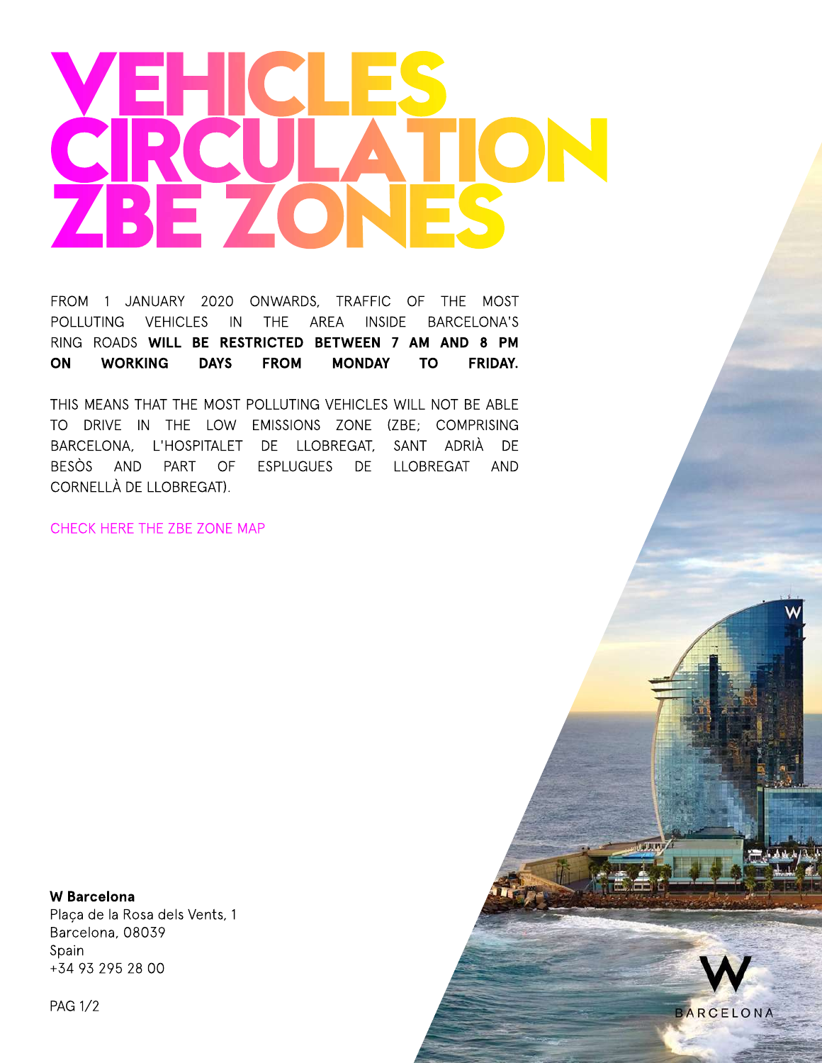# VEHICLES CIRCULATION ZBE ZONES

FROM 1 JANUARY 2020 ONWARDS, TRAFFIC OF THE MOST POLLUTING VEHICLES IN THE AREA INSIDE BARCELONA'S RING ROADS **WILL BE RESTRICTED BETWEEN 7 AM AND 8 PM ON WORKING DAYS FROM MONDAY TO FRIDAY.**

THIS MEANS THAT THE MOST POLLUTING VEHICLES WILL NOT BE ABLE TO DRIVE IN THE LOW EMISSIONS ZONE (ZBE; COMPRISING BARCELONA, L'HOSPITALET DE LLOBREGAT, SANT ADRIÀ DE BESÒS AND PART OF ESPLUGUES DE LLOBREGAT AND CORNELLÀ DE LLOBREGAT).

CHECK HERE THE ZBE ZONE MAP

**W Barcelona**
Plaça de la Rosa dels Vents, 1
Barcelona, 08039
Spain
+34 93 295 28 00

W BARCELONA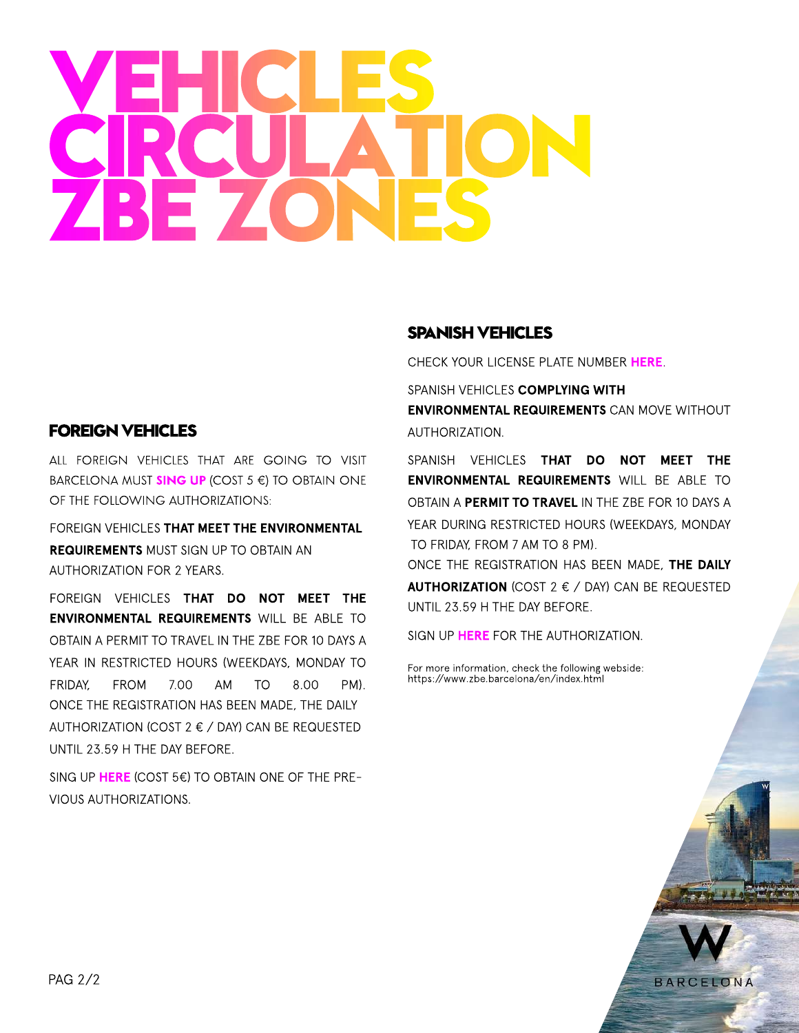# VEHICLES CIRCULATION ZBE ZONES

## FOREIGN VEHICLES

ALL FOREIGN VEHICLES THAT ARE GOING TO VISIT BARCELONA MUST **SING UP** (COST 5 €) TO OBTAIN ONE OF THE FOLLOWING AUTHORIZATIONS:

FOREIGN VEHICLES **THAT MEET THE ENVIRONMENTAL REQUIREMENTS** MUST SIGN UP TO OBTAIN AN AUTHORIZATION FOR 2 YEARS.

FOREIGN VEHICLES **THAT DO NOT MEET THE ENVIRONMENTAL REQUIREMENTS** WILL BE ABLE TO OBTAIN A PERMIT TO TRAVEL IN THE ZBE FOR 10 DAYS A YEAR IN RESTRICTED HOURS (WEEKDAYS, MONDAY TO FRIDAY, FROM 7.00 AM TO 8.00 PM). ONCE THE REGISTRATION HAS BEEN MADE, THE DAILY AUTHORIZATION (COST 2 € / DAY) CAN BE REQUESTED UNTIL 23.59 H THE DAY BEFORE.

SING UP **HERE** (COST 5€) TO OBTAIN ONE OF THE PREVIOUS AUTHORIZATIONS.

## SPANISH VEHICLES

CHECK YOUR LICENSE PLATE NUMBER **HERE**.

SPANISH VEHICLES **COMPLYING WITH ENVIRONMENTAL REQUIREMENTS** CAN MOVE WITHOUT AUTHORIZATION.

SPANISH VEHICLES **THAT DO NOT MEET THE ENVIRONMENTAL REQUIREMENTS** WILL BE ABLE TO OBTAIN A **PERMIT TO TRAVEL** IN THE ZBE FOR 10 DAYS A YEAR DURING RESTRICTED HOURS (WEEKDAYS, MONDAY TO FRIDAY, FROM 7 AM TO 8 PM).
ONCE THE REGISTRATION HAS BEEN MADE, **THE DAILY AUTHORIZATION** (COST 2 € / DAY) CAN BE REQUESTED UNTIL 23.59 H THE DAY BEFORE.

SIGN UP **HERE** FOR THE AUTHORIZATION.

For more information, check the following webside:
https://www.zbe.barcelona/en/index.html

W BARCELONA